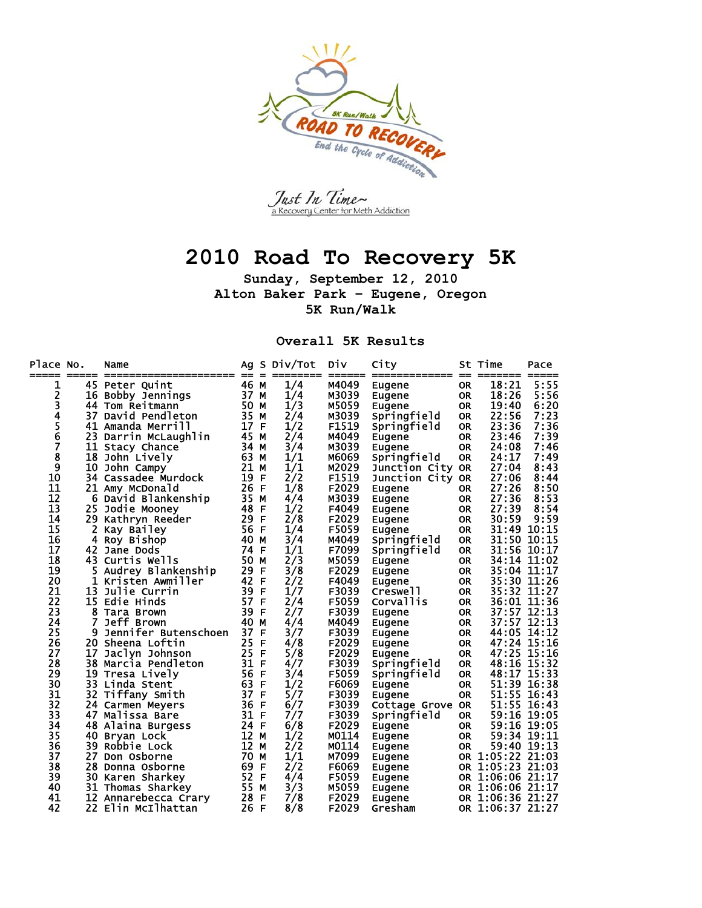5K Run/Walk

ROAD TO RECOVERY

End the Cycle of Addiction

Just In Time~
a Recovery Center for Meth Addiction

# 2010 Road To Recovery 5K

**Sunday, September 12, 2010**
**Alton Baker Park - Eugene, Oregon**
**5K Run/Walk**

## Overall 5K Results

| Place | No. | Name | Ag | S | Div/Tot | Div | City | St | Time | Pace |
|---|---|---|---|---|---|---|---|---|---|---|
| 1 | 45 | Peter Quint | 46 | M | 1/4 | M4049 | Eugene | OR | 18:21 | 5:55 |
| 2 | 16 | Bobby Jennings | 37 | M | 1/4 | M3039 | Eugene | OR | 18:26 | 5:56 |
| 3 | 44 | Tom Reitmann | 50 | M | 1/3 | M5059 | Eugene | OR | 19:40 | 6:20 |
| 4 | 37 | David Pendleton | 35 | M | 2/4 | M3039 | Springfield | OR | 22:56 | 7:23 |
| 5 | 41 | Amanda Merrill | 17 | F | 1/2 | F1519 | Springfield | OR | 23:36 | 7:36 |
| 6 | 23 | Darrin McLaughlin | 45 | M | 2/4 | M4049 | Eugene | OR | 23:46 | 7:39 |
| 7 | 11 | Stacy Chance | 34 | M | 3/4 | M3039 | Eugene | OR | 24:08 | 7:46 |
| 8 | 18 | John Lively | 63 | M | 1/1 | M6069 | Springfield | OR | 24:17 | 7:49 |
| 9 | 10 | John Campy | 21 | M | 1/1 | M2029 | Junction City | OR | 27:04 | 8:43 |
| 10 | 34 | Cassadee Murdock | 19 | F | 2/2 | F1519 | Junction City | OR | 27:06 | 8:44 |
| 11 | 21 | Amy McDonald | 26 | F | 1/8 | F2029 | Eugene | OR | 27:26 | 8:50 |
| 12 | 6 | David Blankenship | 35 | M | 4/4 | M3039 | Eugene | OR | 27:36 | 8:53 |
| 13 | 25 | Jodie Mooney | 48 | F | 1/2 | F4049 | Eugene | OR | 27:39 | 8:54 |
| 14 | 29 | Kathryn Reeder | 29 | F | 2/8 | F2029 | Eugene | OR | 30:59 | 9:59 |
| 15 | 2 | Kay Bailey | 56 | F | 1/4 | F5059 | Eugene | OR | 31:49 | 10:15 |
| 16 | 4 | Roy Bishop | 40 | M | 3/4 | M4049 | Springfield | OR | 31:50 | 10:15 |
| 17 | 42 | Jane Dods | 74 | F | 1/1 | F7099 | Springfield | OR | 31:56 | 10:17 |
| 18 | 43 | Curtis Wells | 50 | M | 2/3 | M5059 | Eugene | OR | 34:14 | 11:02 |
| 19 | 5 | Audrey Blankenship | 29 | F | 3/8 | F2029 | Eugene | OR | 35:04 | 11:17 |
| 20 | 1 | Kristen Awmiller | 42 | F | 2/2 | F4049 | Eugene | OR | 35:30 | 11:26 |
| 21 | 13 | Julie Currin | 39 | F | 1/7 | F3039 | Creswell | OR | 35:32 | 11:27 |
| 22 | 15 | Edie Hinds | 57 | F | 2/4 | F5059 | Corvallis | OR | 36:01 | 11:36 |
| 23 | 8 | Tara Brown | 39 | F | 2/7 | F3039 | Eugene | OR | 37:57 | 12:13 |
| 24 | 7 | Jeff Brown | 40 | M | 4/4 | M4049 | Eugene | OR | 37:57 | 12:13 |
| 25 | 9 | Jennifer Butenschoen | 37 | F | 3/7 | F3039 | Eugene | OR | 44:05 | 14:12 |
| 26 | 20 | Sheena Loftin | 25 | F | 4/8 | F2029 | Eugene | OR | 47:24 | 15:16 |
| 27 | 17 | Jaclyn Johnson | 25 | F | 5/8 | F2029 | Eugene | OR | 47:25 | 15:16 |
| 28 | 38 | Marcia Pendleton | 31 | F | 4/7 | F3039 | Springfield | OR | 48:16 | 15:32 |
| 29 | 19 | Tresa Lively | 56 | F | 3/4 | F5059 | Springfield | OR | 48:17 | 15:33 |
| 30 | 33 | Linda Stent | 63 | F | 1/2 | F6069 | Eugene | OR | 51:39 | 16:38 |
| 31 | 32 | Tiffany Smith | 37 | F | 5/7 | F3039 | Eugene | OR | 51:55 | 16:43 |
| 32 | 24 | Carmen Meyers | 36 | F | 6/7 | F3039 | Cottage Grove | OR | 51:55 | 16:43 |
| 33 | 47 | Malissa Bare | 31 | F | 7/7 | F3039 | Springfield | OR | 59:16 | 19:05 |
| 34 | 48 | Alaina Burgess | 24 | F | 6/8 | F2029 | Eugene | OR | 59:16 | 19:05 |
| 35 | 40 | Bryan Lock | 12 | M | 1/2 | M0114 | Eugene | OR | 59:34 | 19:11 |
| 36 | 39 | Robbie Lock | 12 | M | 2/2 | M0114 | Eugene | OR | 59:40 | 19:13 |
| 37 | 27 | Don Osborne | 70 | M | 1/1 | M7099 | Eugene | OR | 1:05:22 | 21:03 |
| 38 | 28 | Donna Osborne | 69 | F | 2/2 | F6069 | Eugene | OR | 1:05:23 | 21:03 |
| 39 | 30 | Karen Sharkey | 52 | F | 4/4 | F5059 | Eugene | OR | 1:06:06 | 21:17 |
| 40 | 31 | Thomas Sharkey | 55 | M | 3/3 | M5059 | Eugene | OR | 1:06:06 | 21:17 |
| 41 | 12 | Annarebecca Crary | 28 | F | 7/8 | F2029 | Eugene | OR | 1:06:36 | 21:27 |
| 42 | 22 | Elin McIlhattan | 26 | F | 8/8 | F2029 | Gresham | OR | 1:06:37 | 21:27 |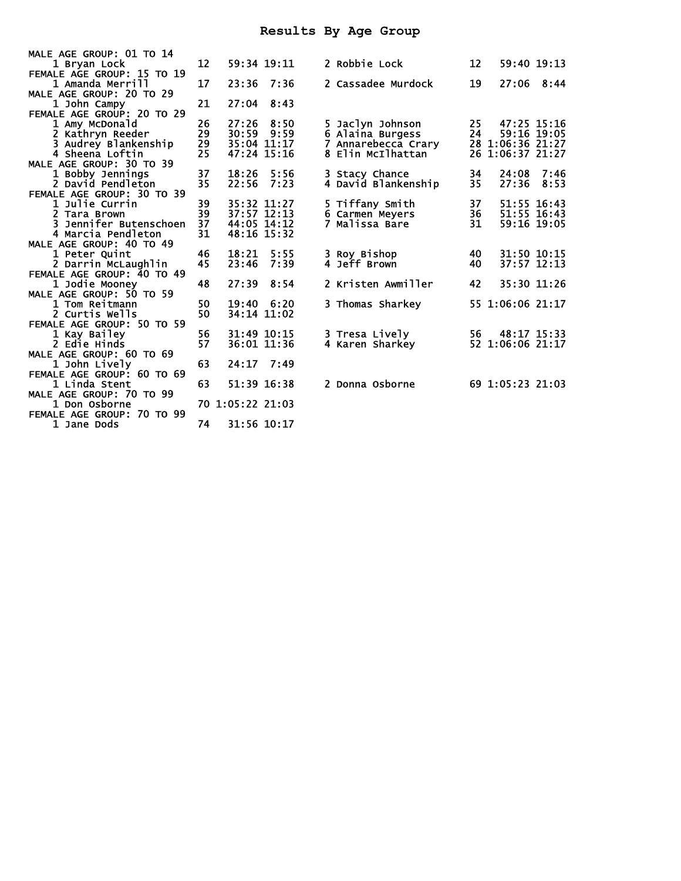# Results By Age Group

```
MALE AGE GROUP: 01 TO 14
   1 Bryan Lock           12    59:34 19:11    2 Robbie Lock          12    59:40 19:13
FEMALE AGE GROUP: 15 TO 19
   1 Amanda Merrill       17    23:36  7:36    2 Cassadee Murdock     19    27:06  8:44
MALE AGE GROUP: 20 TO 29
   1 John Campy           21    27:04  8:43
FEMALE AGE GROUP: 20 TO 29
   1 Amy McDonald         26    27:26  8:50    5 Jaclyn Johnson       25    47:25 15:16
   2 Kathryn Reeder       29    30:59  9:59    6 Alaina Burgess       24    59:16 19:05
   3 Audrey Blankenship   29    35:04 11:17    7 Annarebecca Crary    28 1:06:36 21:27
   4 Sheena Loftin        25    47:24 15:16    8 Elin McIlhattan      26 1:06:37 21:27
MALE AGE GROUP: 30 TO 39
   1 Bobby Jennings       37    18:26  5:56    3 Stacy Chance         34    24:08  7:46
   2 David Pendleton      35    22:56  7:23    4 David Blankenship    35    27:36  8:53
FEMALE AGE GROUP: 30 TO 39
   1 Julie Currin         39    35:32 11:27    5 Tiffany Smith        37    51:55 16:43
   2 Tara Brown           39    37:57 12:13    6 Carmen Meyers        36    51:55 16:43
   3 Jennifer Butenschoen 37    44:05 14:12    7 Malissa Bare         31    59:16 19:05
   4 Marcia Pendleton     31    48:16 15:32
MALE AGE GROUP: 40 TO 49
   1 Peter Quint          46    18:21  5:55    3 Roy Bishop           40    31:50 10:15
   2 Darrin McLaughlin    45    23:46  7:39    4 Jeff Brown           40    37:57 12:13
FEMALE AGE GROUP: 40 TO 49
   1 Jodie Mooney         48    27:39  8:54    2 Kristen Awmiller     42    35:30 11:26
MALE AGE GROUP: 50 TO 59
   1 Tom Reitmann         50    19:40  6:20    3 Thomas Sharkey       55 1:06:06 21:17
   2 Curtis Wells         50    34:14 11:02
FEMALE AGE GROUP: 50 TO 59
   1 Kay Bailey           56    31:49 10:15    3 Tresa Lively         56    48:17 15:33
   2 Edie Hinds           57    36:01 11:36    4 Karen Sharkey        52 1:06:06 21:17
MALE AGE GROUP: 60 TO 69
   1 John Lively          63    24:17  7:49
FEMALE AGE GROUP: 60 TO 69
   1 Linda Stent          63    51:39 16:38    2 Donna Osborne        69 1:05:23 21:03
MALE AGE GROUP: 70 TO 99
   1 Don Osborne          70 1:05:22 21:03
FEMALE AGE GROUP: 70 TO 99
   1 Jane Dods            74    31:56 10:17
```